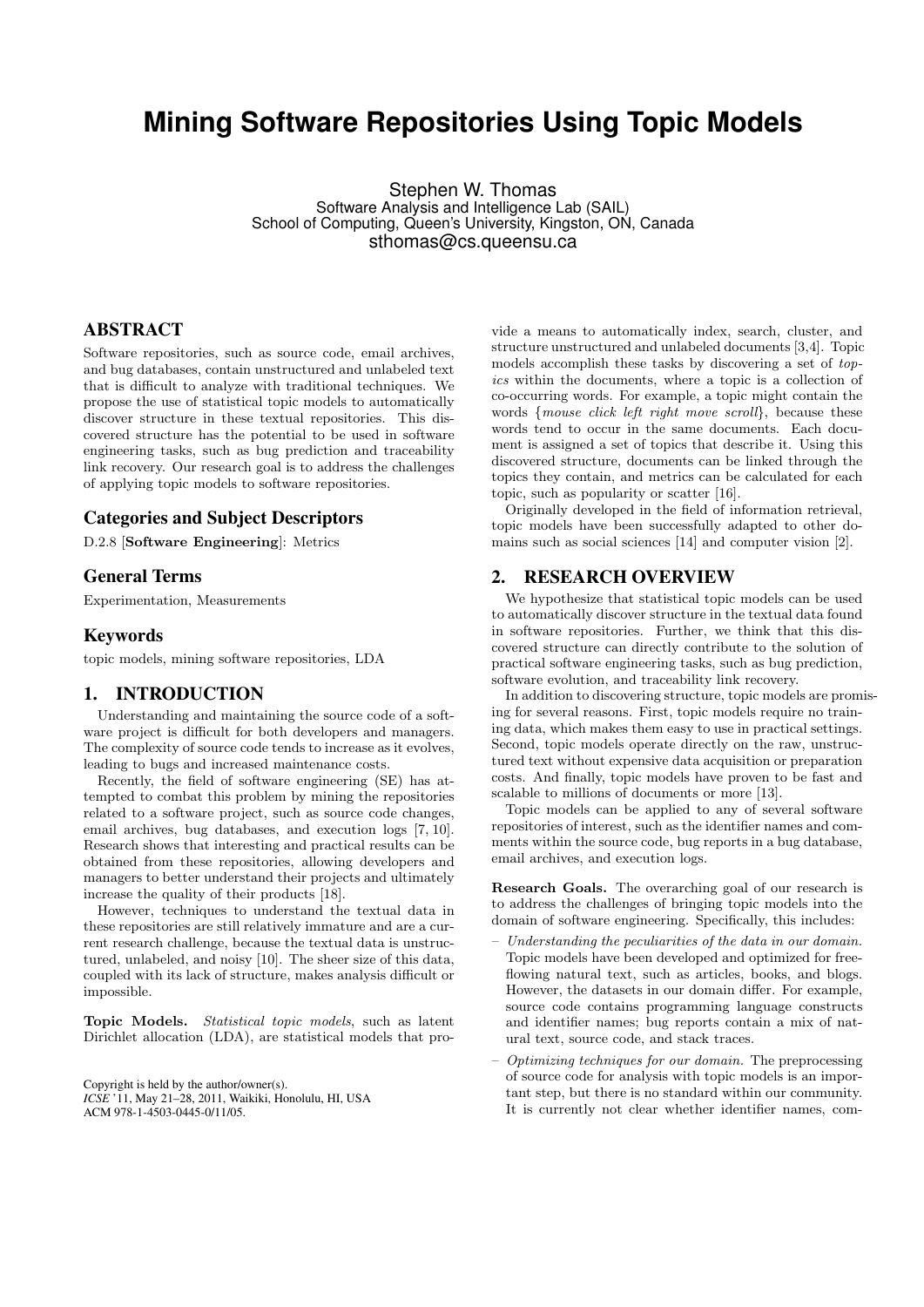# Mining Software Repositories Using Topic Models

Stephen W. Thomas
Software Analysis and Intelligence Lab (SAIL)
School of Computing, Queen's University, Kingston, ON, Canada
sthomas@cs.queensu.ca

## ABSTRACT

Software repositories, such as source code, email archives, and bug databases, contain unstructured and unlabeled text that is difficult to analyze with traditional techniques. We propose the use of statistical topic models to automatically discover structure in these textual repositories. This discovered structure has the potential to be used in software engineering tasks, such as bug prediction and traceability link recovery. Our research goal is to address the challenges of applying topic models to software repositories.

### Categories and Subject Descriptors

D.2.8 [**Software Engineering**]: Metrics

### General Terms

Experimentation, Measurements

### Keywords

topic models, mining software repositories, LDA

## 1. INTRODUCTION

Understanding and maintaining the source code of a software project is difficult for both developers and managers. The complexity of source code tends to increase as it evolves, leading to bugs and increased maintenance costs.

Recently, the field of software engineering (SE) has attempted to combat this problem by mining the repositories related to a software project, such as source code changes, email archives, bug databases, and execution logs [7, 10]. Research shows that interesting and practical results can be obtained from these repositories, allowing developers and managers to better understand their projects and ultimately increase the quality of their products [18].

However, techniques to understand the textual data in these repositories are still relatively immature and are a current research challenge, because the textual data is unstructured, unlabeled, and noisy [10]. The sheer size of this data, coupled with its lack of structure, makes analysis difficult or impossible.

**Topic Models.** *Statistical topic models*, such as latent Dirichlet allocation (LDA), are statistical models that provide a means to automatically index, search, cluster, and structure unstructured and unlabeled documents [3,4]. Topic models accomplish these tasks by discovering a set of *topics* within the documents, where a topic is a collection of co-occurring words. For example, a topic might contain the words {*mouse click left right move scroll*}, because these words tend to occur in the same documents. Each document is assigned a set of topics that describe it. Using this discovered structure, documents can be linked through the topics they contain, and metrics can be calculated for each topic, such as popularity or scatter [16].

Originally developed in the field of information retrieval, topic models have been successfully adapted to other domains such as social sciences [14] and computer vision [2].

## 2. RESEARCH OVERVIEW

We hypothesize that statistical topic models can be used to automatically discover structure in the textual data found in software repositories. Further, we think that this discovered structure can directly contribute to the solution of practical software engineering tasks, such as bug prediction, software evolution, and traceability link recovery.

In addition to discovering structure, topic models are promising for several reasons. First, topic models require no training data, which makes them easy to use in practical settings. Second, topic models operate directly on the raw, unstructured text without expensive data acquisition or preparation costs. And finally, topic models have proven to be fast and scalable to millions of documents or more [13].

Topic models can be applied to any of several software repositories of interest, such as the identifier names and comments within the source code, bug reports in a bug database, email archives, and execution logs.

**Research Goals.** The overarching goal of our research is to address the challenges of bringing topic models into the domain of software engineering. Specifically, this includes:

- *Understanding the peculiarities of the data in our domain.* Topic models have been developed and optimized for free-flowing natural text, such as articles, books, and blogs. However, the datasets in our domain differ. For example, source code contains programming language constructs and identifier names; bug reports contain a mix of natural text, source code, and stack traces.
- *Optimizing techniques for our domain.* The preprocessing of source code for analysis with topic models is an important step, but there is no standard within our community. It is currently not clear whether identifier names, com-

Copyright is held by the author/owner(s).
*ICSE* '11, May 21–28, 2011, Waikiki, Honolulu, HI, USA
ACM 978-1-4503-0445-0/11/05.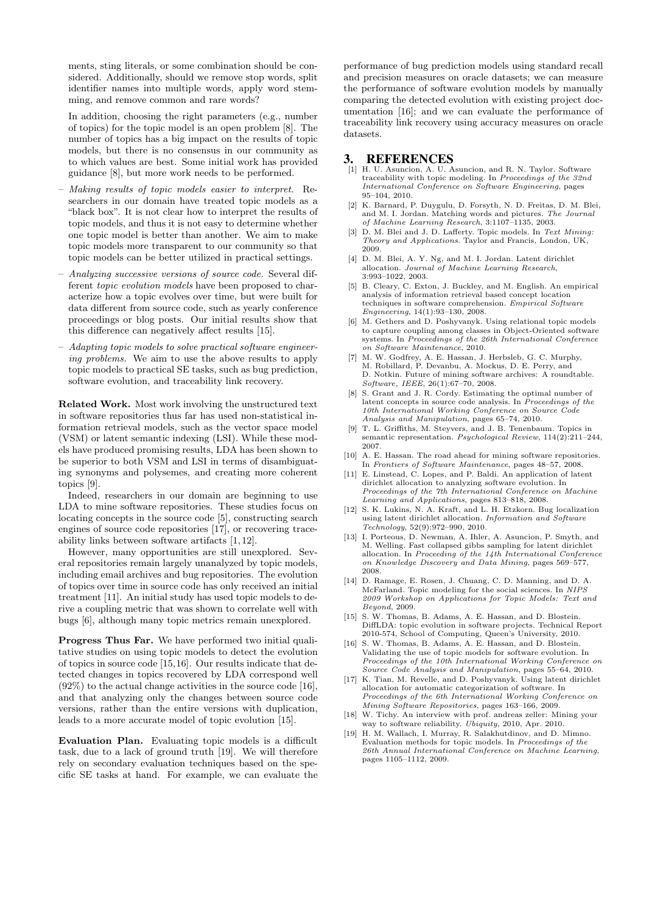ments, sting literals, or some combination should be considered. Additionally, should we remove stop words, split identifier names into multiple words, apply word stemming, and remove common and rare words?

In addition, choosing the right parameters (e.g., number of topics) for the topic model is an open problem [8]. The number of topics has a big impact on the results of topic models, but there is no consensus in our community as to which values are best. Some initial work has provided guidance [8], but more work needs to be performed.

- *Making results of topic models easier to interpret.* Researchers in our domain have treated topic models as a "black box". It is not clear how to interpret the results of topic models, and thus it is not easy to determine whether one topic model is better than another. We aim to make topic models more transparent to our community so that topic models can be better utilized in practical settings.
- *Analyzing successive versions of source code.* Several different *topic evolution models* have been proposed to characterize how a topic evolves over time, but were built for data different from source code, such as yearly conference proceedings or blog posts. Our initial results show that this difference can negatively affect results [15].
- *Adapting topic models to solve practical software engineering problems.* We aim to use the above results to apply topic models to practical SE tasks, such as bug prediction, software evolution, and traceability link recovery.

**Related Work.** Most work involving the unstructured text in software repositories thus far has used non-statistical information retrieval models, such as the vector space model (VSM) or latent semantic indexing (LSI). While these models have produced promising results, LDA has been shown to be superior to both VSM and LSI in terms of disambiguating synonyms and polysemes, and creating more coherent topics [9].

Indeed, researchers in our domain are beginning to use LDA to mine software repositories. These studies focus on locating concepts in the source code [5], constructing search engines of source code repositories [17], or recovering traceability links between software artifacts [1, 12].

However, many opportunities are still unexplored. Several repositories remain largely unanalyzed by topic models, including email archives and bug repositories. The evolution of topics over time in source code has only received an initial treatment [11]. An initial study has used topic models to derive a coupling metric that was shown to correlate well with bugs [6], although many topic metrics remain unexplored.

**Progress Thus Far.** We have performed two initial qualitative studies on using topic models to detect the evolution of topics in source code [15,16]. Our results indicate that detected changes in topics recovered by LDA correspond well (92%) to the actual change activities in the source code [16], and that analyzing only the changes between source code versions, rather than the entire versions with duplication, leads to a more accurate model of topic evolution [15].

**Evaluation Plan.** Evaluating topic models is a difficult task, due to a lack of ground truth [19]. We will therefore rely on secondary evaluation techniques based on the specific SE tasks at hand. For example, we can evaluate the performance of bug prediction models using standard recall and precision measures on oracle datasets; we can measure the performance of software evolution models by manually comparing the detected evolution with existing project documentation [16]; and we can evaluate the performance of traceability link recovery using accuracy measures on oracle datasets.

# 3. REFERENCES

[1] H. U. Asuncion, A. U. Asuncion, and R. N. Taylor. Software traceability with topic modeling. In *Proceedings of the 32nd International Conference on Software Engineering*, pages 95–104, 2010.

[2] K. Barnard, P. Duygulu, D. Forsyth, N. D. Freitas, D. M. Blei, and M. I. Jordan. Matching words and pictures. *The Journal of Machine Learning Research*, 3:1107–1135, 2003.

[3] D. M. Blei and J. D. Lafferty. Topic models. In *Text Mining: Theory and Applications*. Taylor and Francis, London, UK, 2009.

[4] D. M. Blei, A. Y. Ng, and M. I. Jordan. Latent dirichlet allocation. *Journal of Machine Learning Research*, 3:993–1022, 2003.

[5] B. Cleary, C. Exton, J. Buckley, and M. English. An empirical analysis of information retrieval based concept location techniques in software comprehension. *Empirical Software Engineering*, 14(1):93–130, 2008.

[6] M. Gethers and D. Poshyvanyk. Using relational topic models to capture coupling among classes in Object-Oriented software systems. In *Proceedings of the 26th International Conference on Software Maintenance*, 2010.

[7] M. W. Godfrey, A. E. Hassan, J. Herbsleb, G. C. Murphy, M. Robillard, P. Devanbu, A. Mockus, D. E. Perry, and D. Notkin. Future of mining software archives: A roundtable. *Software, IEEE*, 26(1):67–70, 2008.

[8] S. Grant and J. R. Cordy. Estimating the optimal number of latent concepts in source code analysis. In *Proceedings of the 10th International Working Conference on Source Code Analysis and Manipulation*, pages 65–74, 2010.

[9] T. L. Griffiths, M. Steyvers, and J. B. Tenenbaum. Topics in semantic representation. *Psychological Review*, 114(2):211–244, 2007.

[10] A. E. Hassan. The road ahead for mining software repositories. In *Frontiers of Software Maintenance*, pages 48–57, 2008.

[11] E. Linstead, C. Lopes, and P. Baldi. An application of latent dirichlet allocation to analyzing software evolution. In *Proceedings of the 7th International Conference on Machine Learning and Applications*, pages 813–818, 2008.

[12] S. K. Lukins, N. A. Kraft, and L. H. Etzkorn. Bug localization using latent dirichlet allocation. *Information and Software Technology*, 52(9):972–990, 2010.

[13] I. Porteous, D. Newman, A. Ihler, A. Asuncion, P. Smyth, and M. Welling. Fast collapsed gibbs sampling for latent dirichlet allocation. In *Proceeding of the 14th International Conference on Knowledge Discovery and Data Mining*, pages 569–577, 2008.

[14] D. Ramage, E. Rosen, J. Chuang, C. D. Manning, and D. A. McFarland. Topic modeling for the social sciences. In *NIPS 2009 Workshop on Applications for Topic Models: Text and Beyond*, 2009.

[15] S. W. Thomas, B. Adams, A. E. Hassan, and D. Blostein. DiffLDA: topic evolution in software projects. Technical Report 2010-574, School of Computing, Queen's University, 2010.

[16] S. W. Thomas, B. Adams, A. E. Hassan, and D. Blostein. Validating the use of topic models for software evolution. In *Proceedings of the 10th International Working Conference on Source Code Analysis and Manipulation*, pages 55–64, 2010.

[17] K. Tian, M. Revelle, and D. Poshyvanyk. Using latent dirichlet allocation for automatic categorization of software. In *Proceedings of the 6th International Working Conference on Mining Software Repositories*, pages 163–166, 2009.

[18] W. Tichy. An interview with prof. andreas zeller: Mining your way to software reliability. *Ubiquity*, 2010, Apr. 2010.

[19] H. M. Wallach, I. Murray, R. Salakhutdinov, and D. Mimno. Evaluation methods for topic models. In *Proceedings of the 26th Annual International Conference on Machine Learning*, pages 1105–1112, 2009.